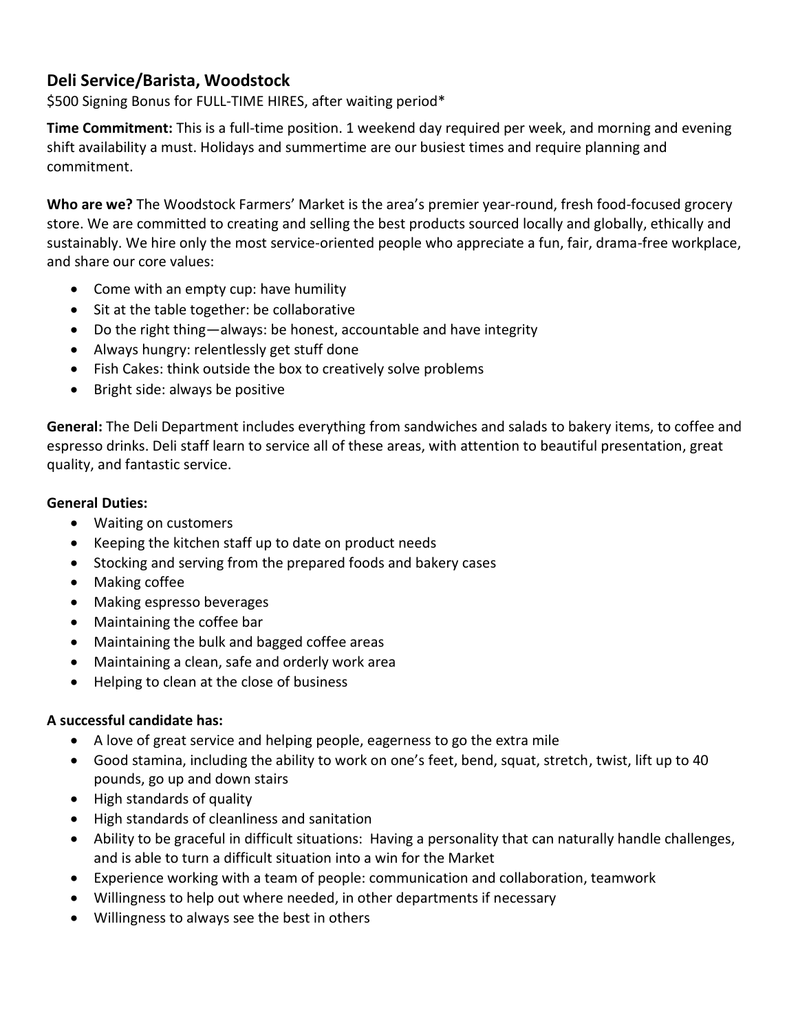## Deli Service/Barista, Woodstock

$500 Signing Bonus for FULL-TIME HIRES, after waiting period*

**Time Commitment:** This is a full-time position. 1 weekend day required per week, and morning and evening shift availability a must. Holidays and summertime are our busiest times and require planning and commitment.

**Who are we?** The Woodstock Farmers' Market is the area's premier year-round, fresh food-focused grocery store. We are committed to creating and selling the best products sourced locally and globally, ethically and sustainably. We hire only the most service-oriented people who appreciate a fun, fair, drama-free workplace, and share our core values:

- Come with an empty cup: have humility
- Sit at the table together: be collaborative
- Do the right thing—always: be honest, accountable and have integrity
- Always hungry: relentlessly get stuff done
- Fish Cakes: think outside the box to creatively solve problems
- Bright side: always be positive

**General:** The Deli Department includes everything from sandwiches and salads to bakery items, to coffee and espresso drinks. Deli staff learn to service all of these areas, with attention to beautiful presentation, great quality, and fantastic service.

**General Duties:**

- Waiting on customers
- Keeping the kitchen staff up to date on product needs
- Stocking and serving from the prepared foods and bakery cases
- Making coffee
- Making espresso beverages
- Maintaining the coffee bar
- Maintaining the bulk and bagged coffee areas
- Maintaining a clean, safe and orderly work area
- Helping to clean at the close of business

**A successful candidate has:**

- A love of great service and helping people, eagerness to go the extra mile
- Good stamina, including the ability to work on one's feet, bend, squat, stretch, twist, lift up to 40 pounds, go up and down stairs
- High standards of quality
- High standards of cleanliness and sanitation
- Ability to be graceful in difficult situations: Having a personality that can naturally handle challenges, and is able to turn a difficult situation into a win for the Market
- Experience working with a team of people: communication and collaboration, teamwork
- Willingness to help out where needed, in other departments if necessary
- Willingness to always see the best in others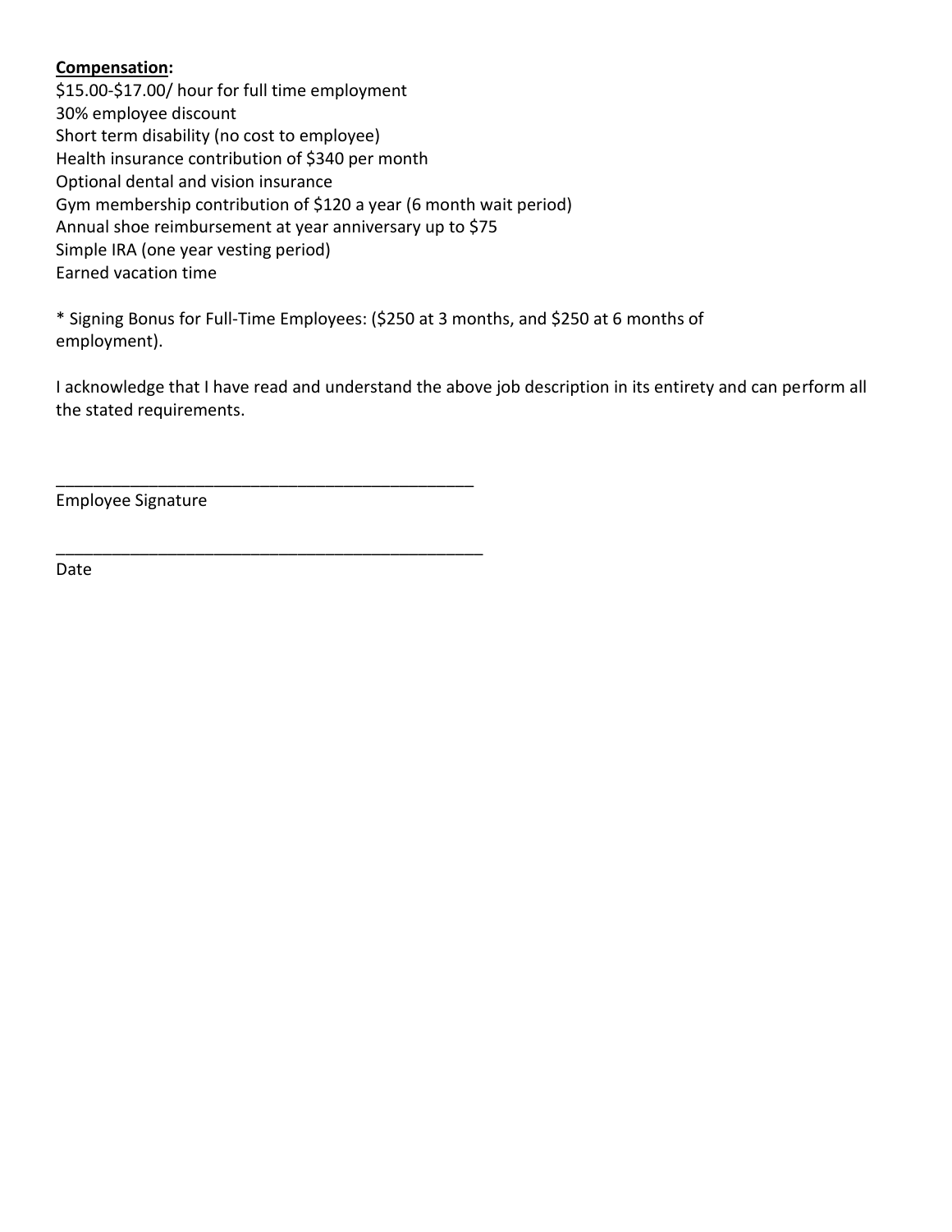**<u>Compensation</u>:**

$15.00-$17.00/ hour for full time employment
30% employee discount
Short term disability (no cost to employee)
Health insurance contribution of $340 per month
Optional dental and vision insurance
Gym membership contribution of $120 a year (6 month wait period)
Annual shoe reimbursement at year anniversary up to $75
Simple IRA (one year vesting period)
Earned vacation time

* Signing Bonus for Full-Time Employees: ($250 at 3 months, and $250 at 6 months of employment).

I acknowledge that I have read and understand the above job description in its entirety and can perform all the stated requirements.

_______________________________________________
Employee Signature

_______________________________________________
Date